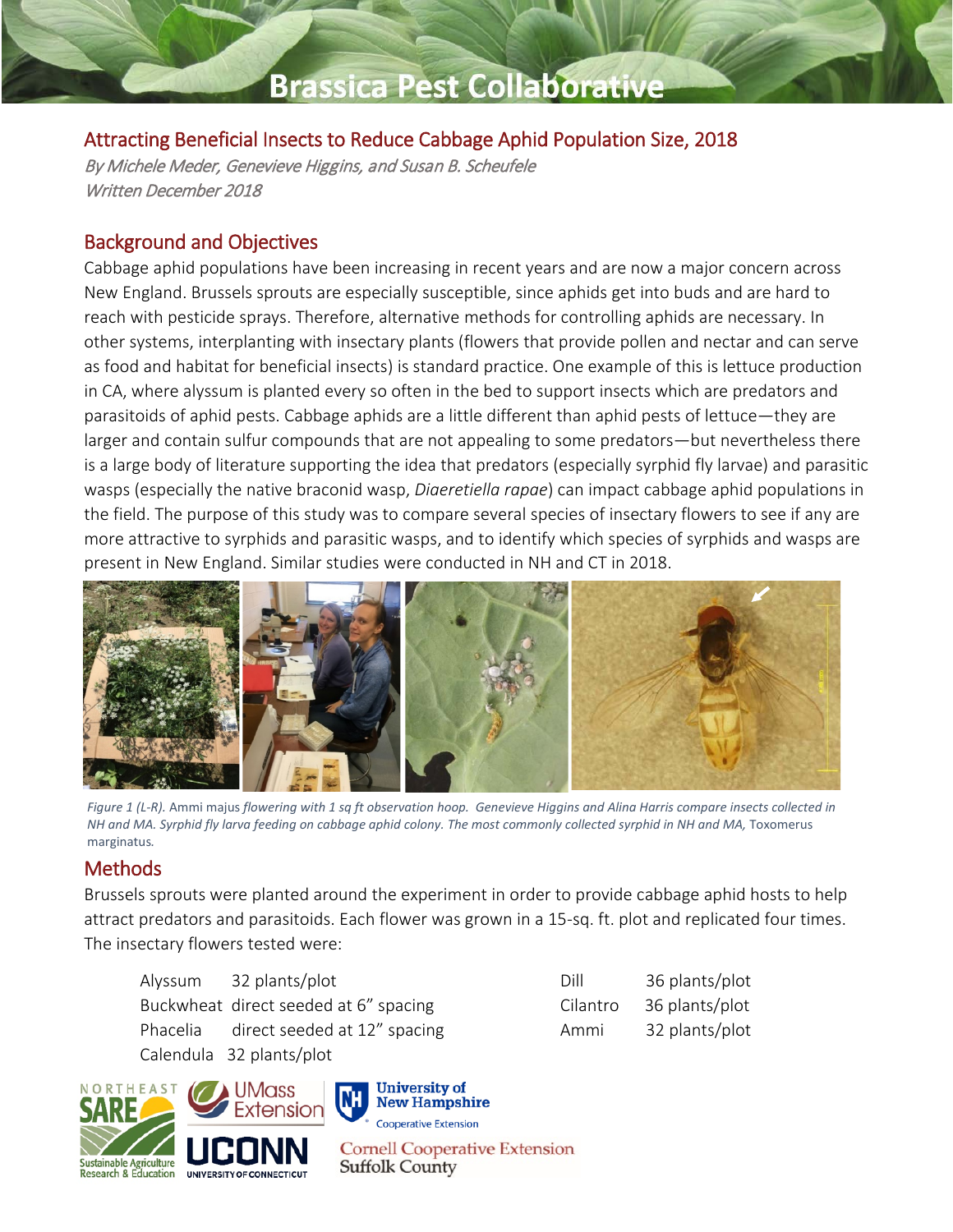# Brassica Pest Collaborative

## Attracting Beneficial Insects to Reduce Cabbage Aphid Population Size, 2018

*By Michele Meder, Genevieve Higgins, and Susan B. Scheufele*
*Written December 2018*

## Background and Objectives

Cabbage aphid populations have been increasing in recent years and are now a major concern across New England. Brussels sprouts are especially susceptible, since aphids get into buds and are hard to reach with pesticide sprays. Therefore, alternative methods for controlling aphids are necessary. In other systems, interplanting with insectary plants (flowers that provide pollen and nectar and can serve as food and habitat for beneficial insects) is standard practice. One example of this is lettuce production in CA, where alyssum is planted every so often in the bed to support insects which are predators and parasitoids of aphid pests. Cabbage aphids are a little different than aphid pests of lettuce—they are larger and contain sulfur compounds that are not appealing to some predators—but nevertheless there is a large body of literature supporting the idea that predators (especially syrphid fly larvae) and parasitic wasps (especially the native braconid wasp, *Diaeretiella rapae*) can impact cabbage aphid populations in the field. The purpose of this study was to compare several species of insectary flowers to see if any are more attractive to syrphids and parasitic wasps, and to identify which species of syrphids and wasps are present in New England. Similar studies were conducted in NH and CT in 2018.

*Figure 1 (L-R).* Ammi majus *flowering with 1 sq ft observation hoop. Genevieve Higgins and Alina Harris compare insects collected in NH and MA. Syrphid fly larva feeding on cabbage aphid colony. The most commonly collected syrphid in NH and MA,* Toxomerus marginatus*.*

## Methods

Brussels sprouts were planted around the experiment in order to provide cabbage aphid hosts to help attract predators and parasitoids. Each flower was grown in a 15-sq. ft. plot and replicated four times. The insectary flowers tested were:

| | |
|---|---|
| Alyssum | 32 plants/plot |
| Buckwheat | direct seeded at 6" spacing |
| Phacelia | direct seeded at 12" spacing |
| Calendula | 32 plants/plot |
| Dill | 36 plants/plot |
| Cilantro | 36 plants/plot |
| Ammi | 32 plants/plot |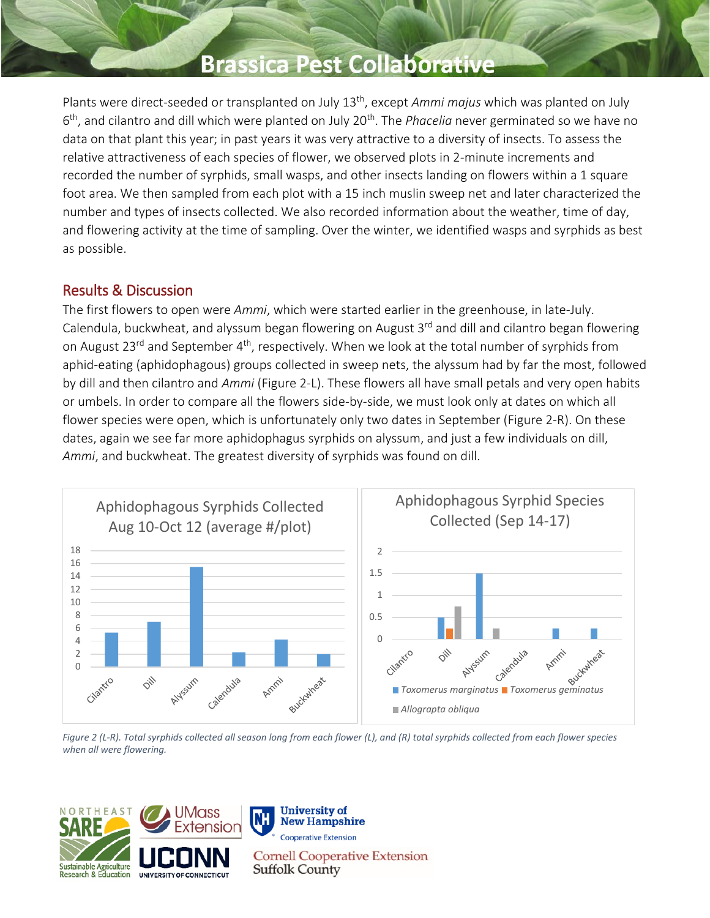Plants were direct-seeded or transplanted on July 13th, except *Ammi majus* which was planted on July 6th, and cilantro and dill which were planted on July 20th. The *Phacelia* never germinated so we have no data on that plant this year; in past years it was very attractive to a diversity of insects. To assess the relative attractiveness of each species of flower, we observed plots in 2-minute increments and recorded the number of syrphids, small wasps, and other insects landing on flowers within a 1 square foot area. We then sampled from each plot with a 15 inch muslin sweep net and later characterized the number and types of insects collected. We also recorded information about the weather, time of day, and flowering activity at the time of sampling. Over the winter, we identified wasps and syrphids as best as possible.

## Results & Discussion

The first flowers to open were *Ammi*, which were started earlier in the greenhouse, in late-July. Calendula, buckwheat, and alyssum began flowering on August 3rd and dill and cilantro began flowering on August 23rd and September 4th, respectively. When we look at the total number of syrphids from aphid-eating (aphidophagous) groups collected in sweep nets, the alyssum had by far the most, followed by dill and then cilantro and *Ammi* (Figure 2-L). These flowers all have small petals and very open habits or umbels. In order to compare all the flowers side-by-side, we must look only at dates on which all flower species were open, which is unfortunately only two dates in September (Figure 2-R). On these dates, again we see far more aphidophagus syrphids on alyssum, and just a few individuals on dill, *Ammi*, and buckwheat. The greatest diversity of syrphids was found on dill.

*Figure 2 (L-R). Total syrphids collected all season long from each flower (L), and (R) total syrphids collected from each flower species when all were flowering.*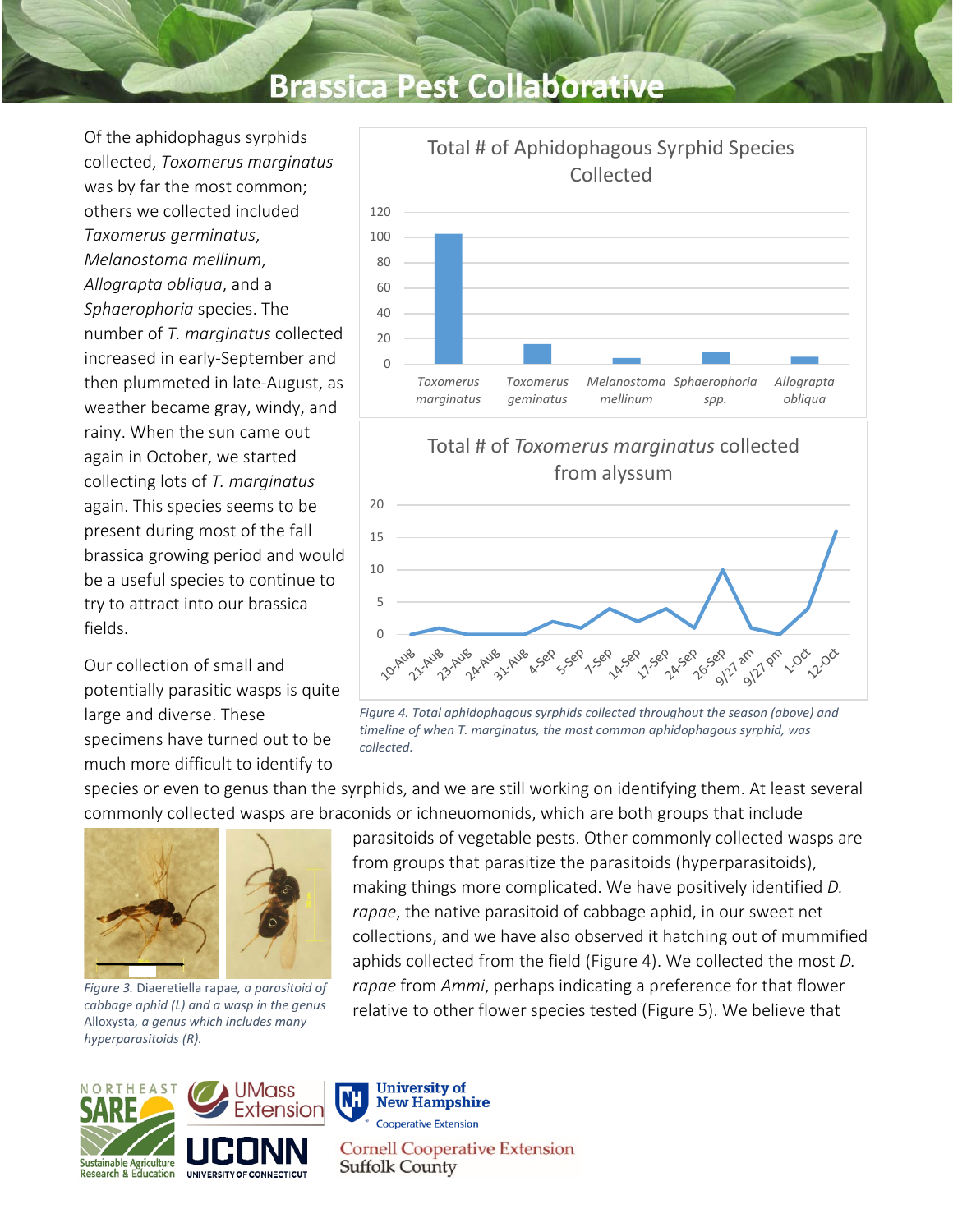Of the aphidophagus syrphids collected, *Toxomerus marginatus* was by far the most common; others we collected included *Taxomerus germinatus*, *Melanostoma mellinum*, *Allograpta obliqua*, and a *Sphaerophoria* species. The number of *T. marginatus* collected increased in early-September and then plummeted in late-August, as weather became gray, windy, and rainy. When the sun came out again in October, we started collecting lots of *T. marginatus* again. This species seems to be present during most of the fall brassica growing period and would be a useful species to continue to try to attract into our brassica fields.

Figure 4. Total aphidophagous syrphids collected throughout the season (above) and timeline of when T. marginatus, the most common aphidophagous syrphid, was collected.

Our collection of small and potentially parasitic wasps is quite large and diverse. These specimens have turned out to be much more difficult to identify to species or even to genus than the syrphids, and we are still working on identifying them. At least several commonly collected wasps are braconids or ichneuomonids, which are both groups that include parasitoids of vegetable pests. Other commonly collected wasps are from groups that parasitize the parasitoids (hyperparasitoids), making things more complicated. We have positively identified *D. rapae*, the native parasitoid of cabbage aphid, in our sweet net collections, and we have also observed it hatching out of mummified aphids collected from the field (Figure 4). We collected the most *D. rapae* from *Ammi*, perhaps indicating a preference for that flower relative to other flower species tested (Figure 5). We believe that

*Figure 3.* Diaeretiella rapae, *a parasitoid of cabbage aphid (L) and a wasp in the genus* Alloxysta, *a genus which includes many hyperparasitoids (R).*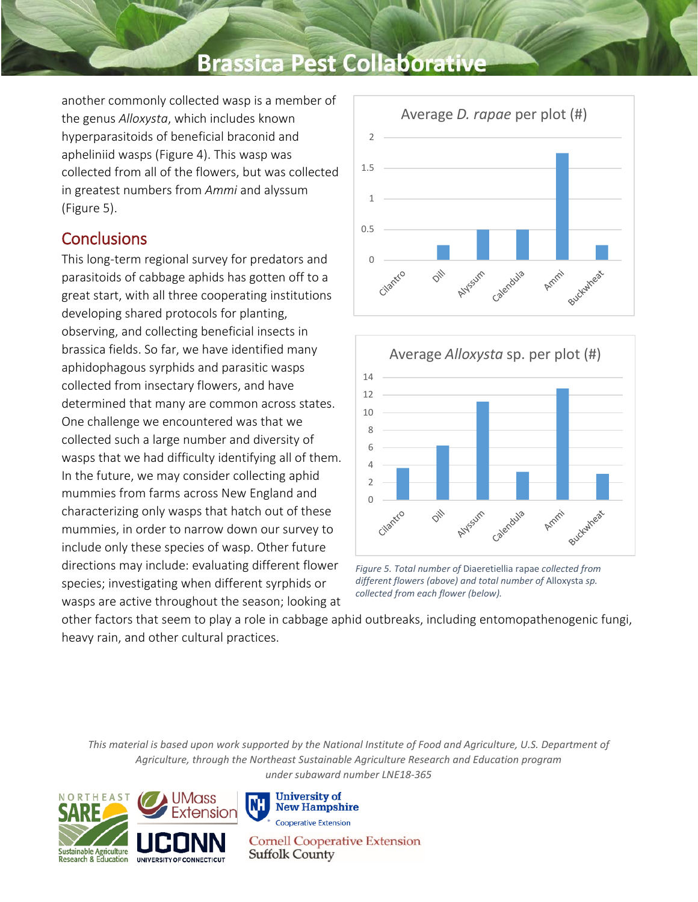another commonly collected wasp is a member of the genus *Alloxysta*, which includes known hyperparasitoids of beneficial braconid and apheliniid wasps (Figure 4). This wasp was collected from all of the flowers, but was collected in greatest numbers from *Ammi* and alyssum (Figure 5).

## Conclusions

This long-term regional survey for predators and parasitoids of cabbage aphids has gotten off to a great start, with all three cooperating institutions developing shared protocols for planting, observing, and collecting beneficial insects in brassica fields. So far, we have identified many aphidophagous syrphids and parasitic wasps collected from insectary flowers, and have determined that many are common across states. One challenge we encountered was that we collected such a large number and diversity of wasps that we had difficulty identifying all of them. In the future, we may consider collecting aphid mummies from farms across New England and characterizing only wasps that hatch out of these mummies, in order to narrow down our survey to include only these species of wasp. Other future directions may include: evaluating different flower species; investigating when different syrphids or wasps are active throughout the season; looking at other factors that seem to play a role in cabbage aphid outbreaks, including entomopathenogenic fungi, heavy rain, and other cultural practices.

Average *D. rapae* per plot (#)

2
1.5
1
0.5
0

Cilantro
Dill
Alyssum
Calendula
Ammi
Buckwheat

Average *Alloxysta* sp. per plot (#)

14
12
10
8
6
4
2
0

Cilantro
Dill
Alyssum
Calendula
Ammi
Buckwheat

*Figure 5. Total number of* Diaeretiellia rapae *collected from different flowers (above) and total number of* Alloxysta *sp. collected from each flower (below).*

*This material is based upon work supported by the National Institute of Food and Agriculture, U.S. Department of Agriculture, through the Northeast Sustainable Agriculture Research and Education program under subaward number LNE18-365*

NORTHEAST SARE Sustainable Agriculture Research & Education
UMass Extension
UCONN UNIVERSITY OF CONNECTICUT
University of New Hampshire Cooperative Extension
Cornell Cooperative Extension Suffolk County